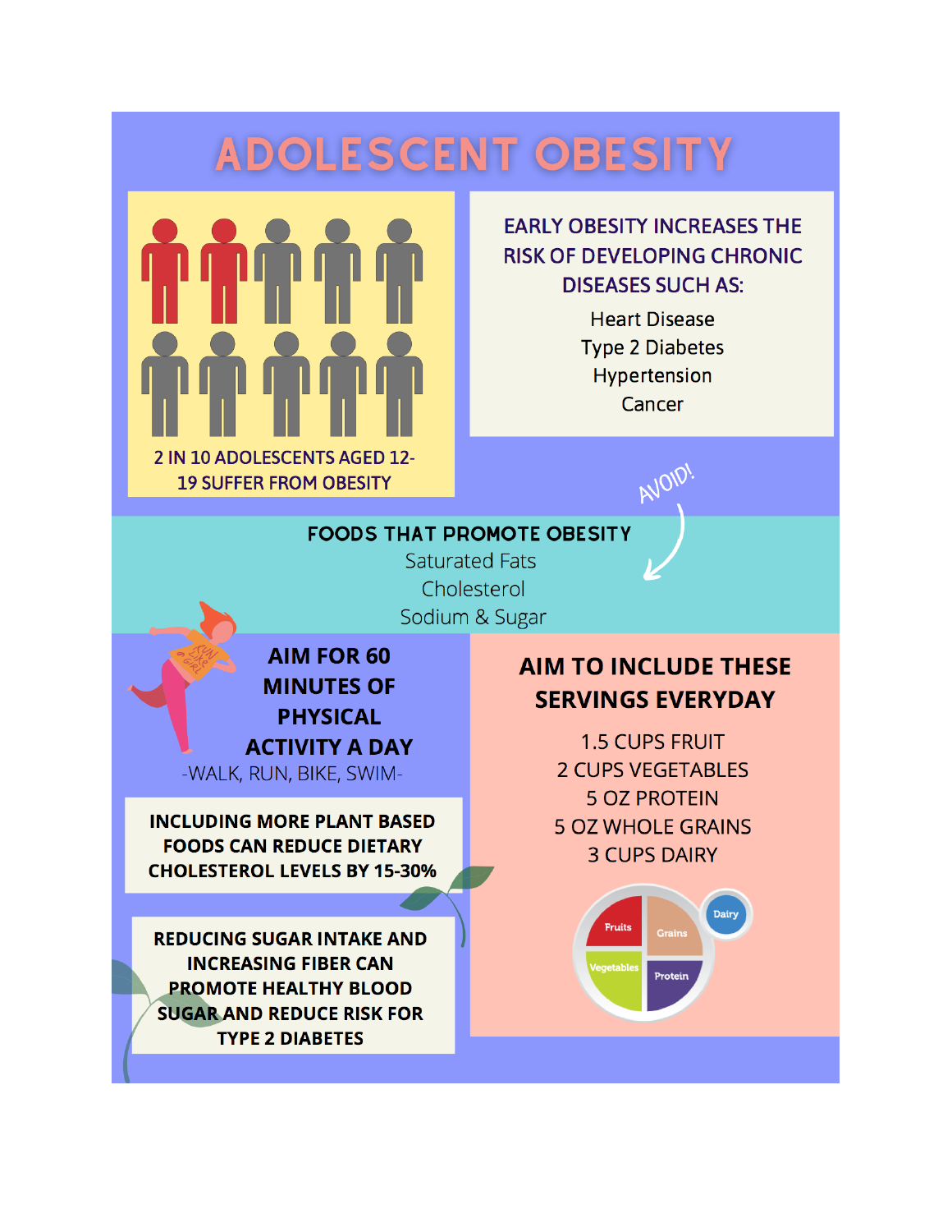# ADOLESCENT OBESITY

**2 IN 10 ADOLESCENTS AGED 12-19 SUFFER FROM OBESITY**

**EARLY OBESITY INCREASES THE RISK OF DEVELOPING CHRONIC DISEASES SUCH AS:**

- Heart Disease
- Type 2 Diabetes
- Hypertension
- Cancer

AVOID!

**FOODS THAT PROMOTE OBESITY**

- Saturated Fats
- Cholesterol
- Sodium & Sugar

**AIM FOR 60 MINUTES OF PHYSICAL ACTIVITY A DAY**

-WALK, RUN, BIKE, SWIM-

**INCLUDING MORE PLANT BASED FOODS CAN REDUCE DIETARY CHOLESTEROL LEVELS BY 15-30%**

**REDUCING SUGAR INTAKE AND INCREASING FIBER CAN PROMOTE HEALTHY BLOOD SUGAR AND REDUCE RISK FOR TYPE 2 DIABETES**

**AIM TO INCLUDE THESE SERVINGS EVERYDAY**

- 1.5 CUPS FRUIT
- 2 CUPS VEGETABLES
- 5 OZ PROTEIN
- 5 OZ WHOLE GRAINS
- 3 CUPS DAIRY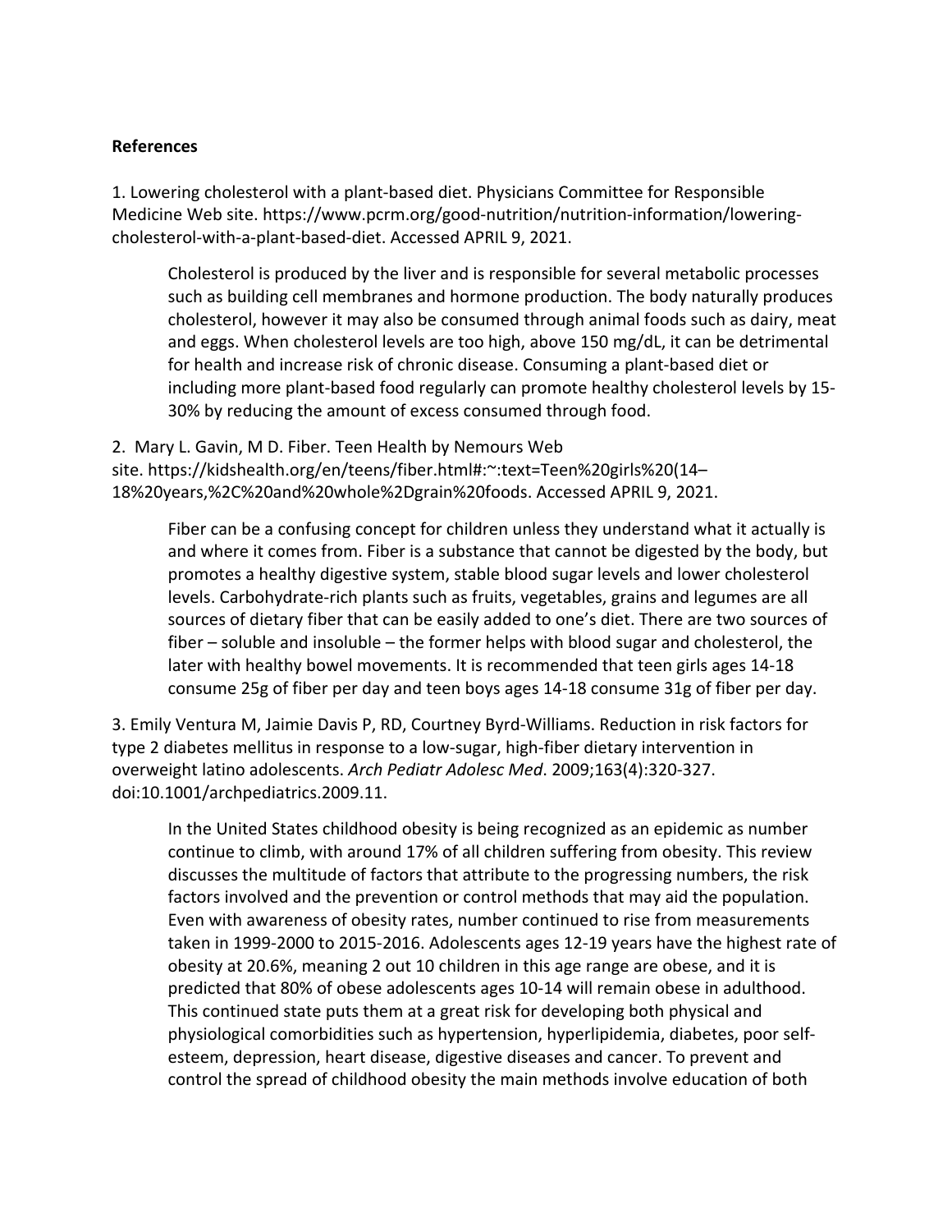**References**

1. Lowering cholesterol with a plant-based diet. Physicians Committee for Responsible Medicine Web site. https://www.pcrm.org/good-nutrition/nutrition-information/lowering-cholesterol-with-a-plant-based-diet. Accessed APRIL 9, 2021.

    Cholesterol is produced by the liver and is responsible for several metabolic processes such as building cell membranes and hormone production. The body naturally produces cholesterol, however it may also be consumed through animal foods such as dairy, meat and eggs. When cholesterol levels are too high, above 150 mg/dL, it can be detrimental for health and increase risk of chronic disease. Consuming a plant-based diet or including more plant-based food regularly can promote healthy cholesterol levels by 15-30% by reducing the amount of excess consumed through food.

2. Mary L. Gavin, M D. Fiber. Teen Health by Nemours Web site. https://kidshealth.org/en/teens/fiber.html#:~:text=Teen%20girls%20(14–18%20years,%2C%20and%20whole%2Dgrain%20foods. Accessed APRIL 9, 2021.

    Fiber can be a confusing concept for children unless they understand what it actually is and where it comes from. Fiber is a substance that cannot be digested by the body, but promotes a healthy digestive system, stable blood sugar levels and lower cholesterol levels. Carbohydrate-rich plants such as fruits, vegetables, grains and legumes are all sources of dietary fiber that can be easily added to one's diet. There are two sources of fiber – soluble and insoluble – the former helps with blood sugar and cholesterol, the later with healthy bowel movements. It is recommended that teen girls ages 14-18 consume 25g of fiber per day and teen boys ages 14-18 consume 31g of fiber per day.

3. Emily Ventura M, Jaimie Davis P, RD, Courtney Byrd-Williams. Reduction in risk factors for type 2 diabetes mellitus in response to a low-sugar, high-fiber dietary intervention in overweight latino adolescents. *Arch Pediatr Adolesc Med*. 2009;163(4):320-327. doi:10.1001/archpediatrics.2009.11.

    In the United States childhood obesity is being recognized as an epidemic as number continue to climb, with around 17% of all children suffering from obesity. This review discusses the multitude of factors that attribute to the progressing numbers, the risk factors involved and the prevention or control methods that may aid the population. Even with awareness of obesity rates, number continued to rise from measurements taken in 1999-2000 to 2015-2016. Adolescents ages 12-19 years have the highest rate of obesity at 20.6%, meaning 2 out 10 children in this age range are obese, and it is predicted that 80% of obese adolescents ages 10-14 will remain obese in adulthood. This continued state puts them at a great risk for developing both physical and physiological comorbidities such as hypertension, hyperlipidemia, diabetes, poor self-esteem, depression, heart disease, digestive diseases and cancer. To prevent and control the spread of childhood obesity the main methods involve education of both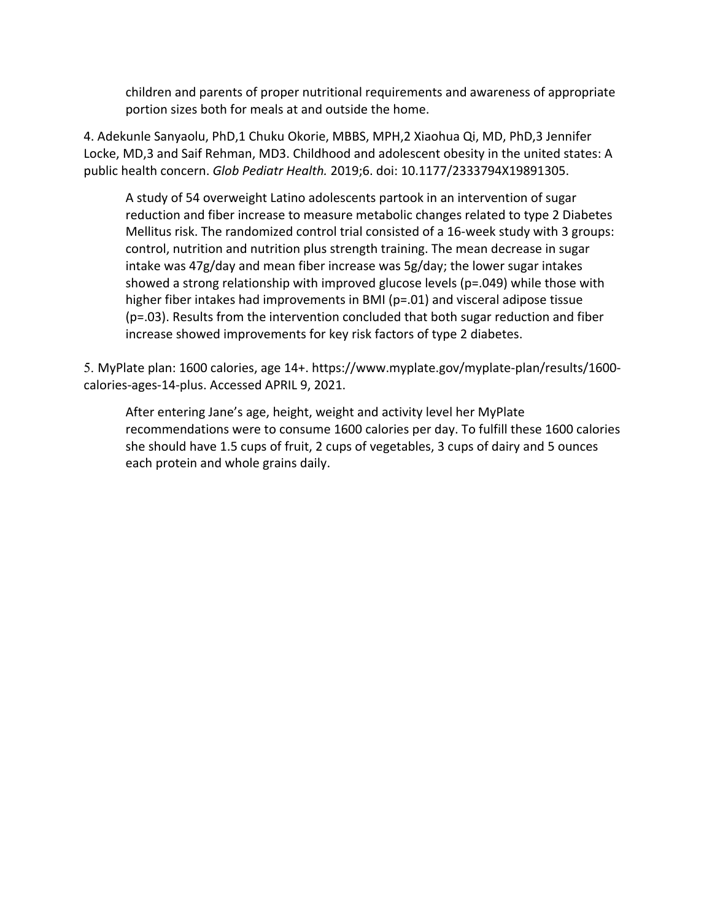children and parents of proper nutritional requirements and awareness of appropriate portion sizes both for meals at and outside the home.

4. Adekunle Sanyaolu, PhD,1 Chuku Okorie, MBBS, MPH,2 Xiaohua Qi, MD, PhD,3 Jennifer Locke, MD,3 and Saif Rehman, MD3. Childhood and adolescent obesity in the united states: A public health concern. *Glob Pediatr Health.* 2019;6. doi: 10.1177/2333794X19891305.

   A study of 54 overweight Latino adolescents partook in an intervention of sugar reduction and fiber increase to measure metabolic changes related to type 2 Diabetes Mellitus risk. The randomized control trial consisted of a 16-week study with 3 groups: control, nutrition and nutrition plus strength training. The mean decrease in sugar intake was 47g/day and mean fiber increase was 5g/day; the lower sugar intakes showed a strong relationship with improved glucose levels (p=.049) while those with higher fiber intakes had improvements in BMI (p=.01) and visceral adipose tissue (p=.03). Results from the intervention concluded that both sugar reduction and fiber increase showed improvements for key risk factors of type 2 diabetes.

5. MyPlate plan: 1600 calories, age 14+. https://www.myplate.gov/myplate-plan/results/1600-calories-ages-14-plus. Accessed APRIL 9, 2021.

   After entering Jane's age, height, weight and activity level her MyPlate recommendations were to consume 1600 calories per day. To fulfill these 1600 calories she should have 1.5 cups of fruit, 2 cups of vegetables, 3 cups of dairy and 5 ounces each protein and whole grains daily.